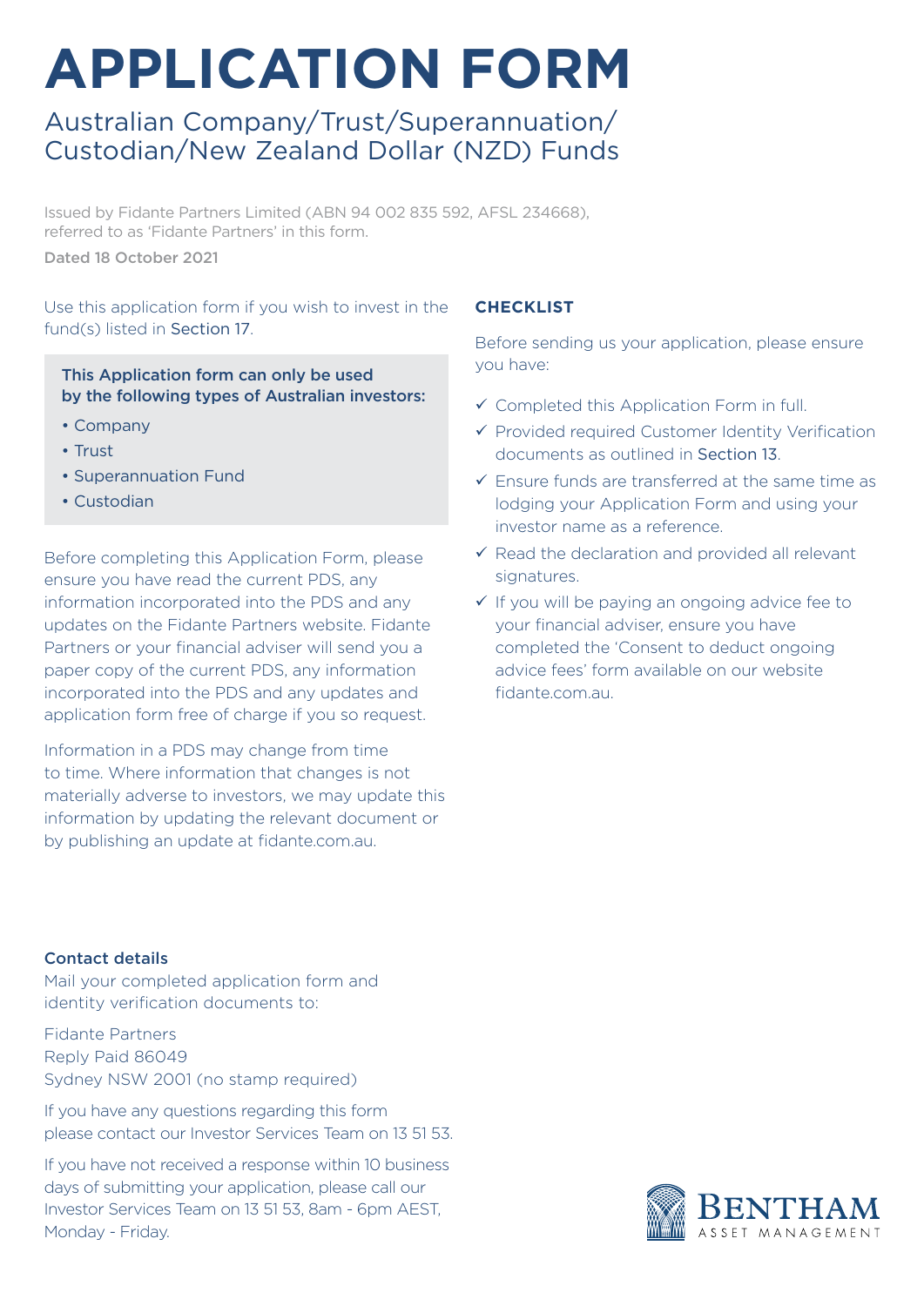# APPLICATION FORM

## Australian Company/Trust/Superannuation/ Custodian/New Zealand Dollar (NZD) Funds

Issued by Fidante Partners Limited (ABN 94 002 835 592, AFSL 234668), referred to as 'Fidante Partners' in this form.

Dated 18 October 2021

Use this application form if you wish to invest in the fund(s) listed in Section 17.

**This Application form can only be used by the following types of Australian investors:**

- Company
- Trust
- Superannuation Fund
- Custodian

Before completing this Application Form, please ensure you have read the current PDS, any information incorporated into the PDS and any updates on the Fidante Partners website. Fidante Partners or your financial adviser will send you a paper copy of the current PDS, any information incorporated into the PDS and any updates and application form free of charge if you so request.

Information in a PDS may change from time to time. Where information that changes is not materially adverse to investors, we may update this information by updating the relevant document or by publishing an update at fidante.com.au.

### CHECKLIST

Before sending us your application, please ensure you have:

- ✓ Completed this Application Form in full.
- ✓ Provided required Customer Identity Verification documents as outlined in Section 13.
- ✓ Ensure funds are transferred at the same time as lodging your Application Form and using your investor name as a reference.
- ✓ Read the declaration and provided all relevant signatures.
- ✓ If you will be paying an ongoing advice fee to your financial adviser, ensure you have completed the 'Consent to deduct ongoing advice fees' form available on our website fidante.com.au.

### Contact details

Mail your completed application form and identity verification documents to:

Fidante Partners
Reply Paid 86049
Sydney NSW 2001 (no stamp required)

If you have any questions regarding this form please contact our Investor Services Team on 13 51 53.

If you have not received a response within 10 business days of submitting your application, please call our Investor Services Team on 13 51 53, 8am - 6pm AEST, Monday - Friday.

BENTHAM ASSET MANAGEMENT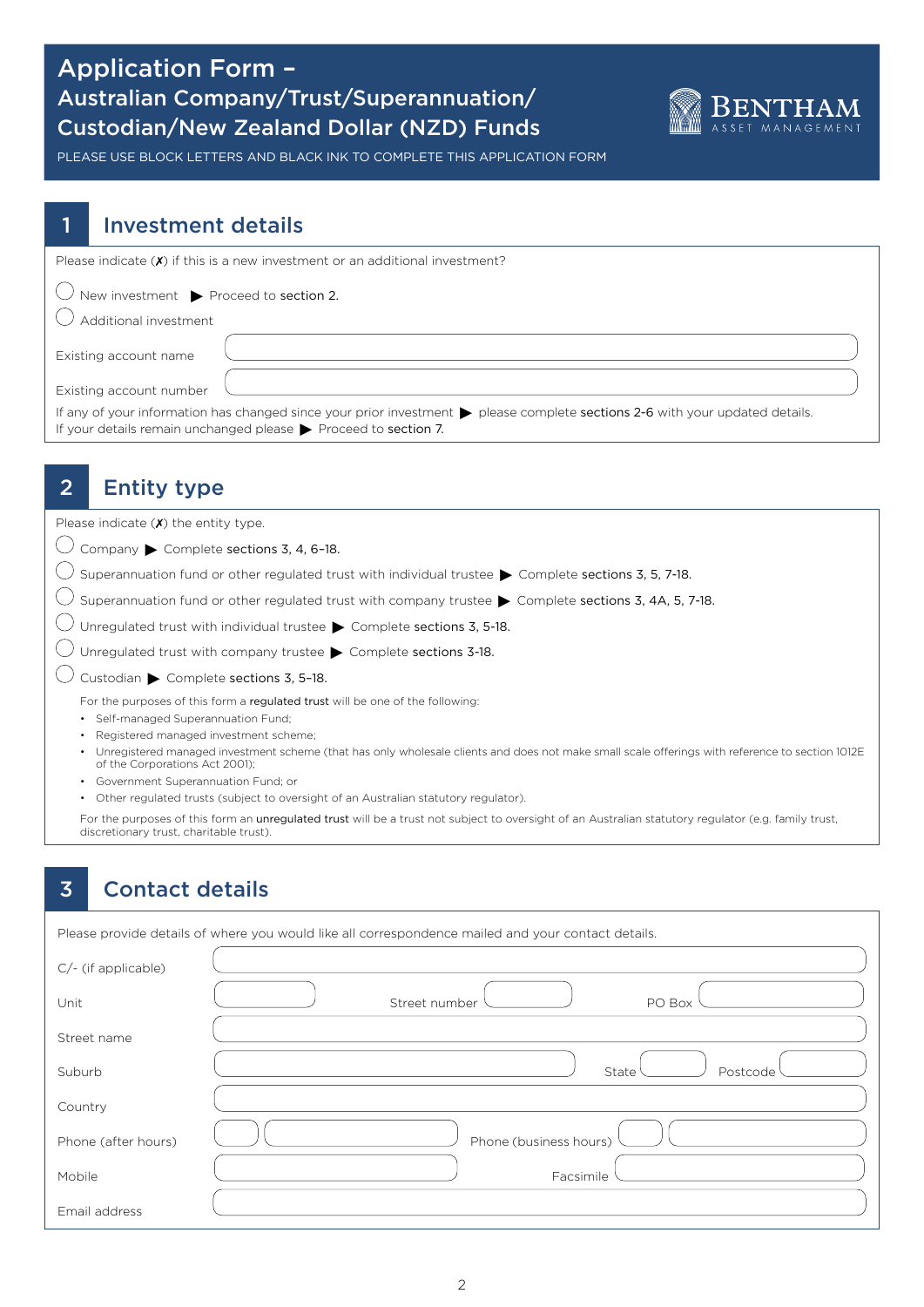# Application Form – Australian Company/Trust/Superannuation/ Custodian/New Zealand Dollar (NZD) Funds

BENTHAM ASSET MANAGEMENT

PLEASE USE BLOCK LETTERS AND BLACK INK TO COMPLETE THIS APPLICATION FORM

## 1 Investment details

Please indicate (✗) if this is a new investment or an additional investment?

○ New investment ▶ Proceed to **section 2**.

○ Additional investment

Existing account name

Existing account number

If any of your information has changed since your prior investment ▶ please complete **sections 2-6** with your updated details.
If your details remain unchanged please ▶ Proceed to **section 7**.

## 2 Entity type

Please indicate (✗) the entity type.

○ Company ▶ Complete **sections 3, 4, 6–18**.

○ Superannuation fund or other regulated trust with individual trustee ▶ Complete **sections 3, 5, 7-18**.

○ Superannuation fund or other regulated trust with company trustee ▶ Complete **sections 3, 4A, 5, 7-18**.

○ Unregulated trust with individual trustee ▶ Complete **sections 3, 5-18**.

○ Unregulated trust with company trustee ▶ Complete **sections 3-18**.

○ Custodian ▶ Complete **sections 3, 5–18**.

For the purposes of this form a **regulated trust** will be one of the following:

- Self-managed Superannuation Fund;
- Registered managed investment scheme;
- Unregistered managed investment scheme (that has only wholesale clients and does not make small scale offerings with reference to section 1012E of the Corporations Act 2001);
- Government Superannuation Fund; or
- Other regulated trusts (subject to oversight of an Australian statutory regulator).

For the purposes of this form an **unregulated trust** will be a trust not subject to oversight of an Australian statutory regulator (e.g. family trust, discretionary trust, charitable trust).

## 3 Contact details

Please provide details of where you would like all correspondence mailed and your contact details.

C/- (if applicable)

Unit | Street number | PO Box

Street name

Suburb | State | Postcode

Country

Phone (after hours) | Phone (business hours)

Mobile | Facsimile

Email address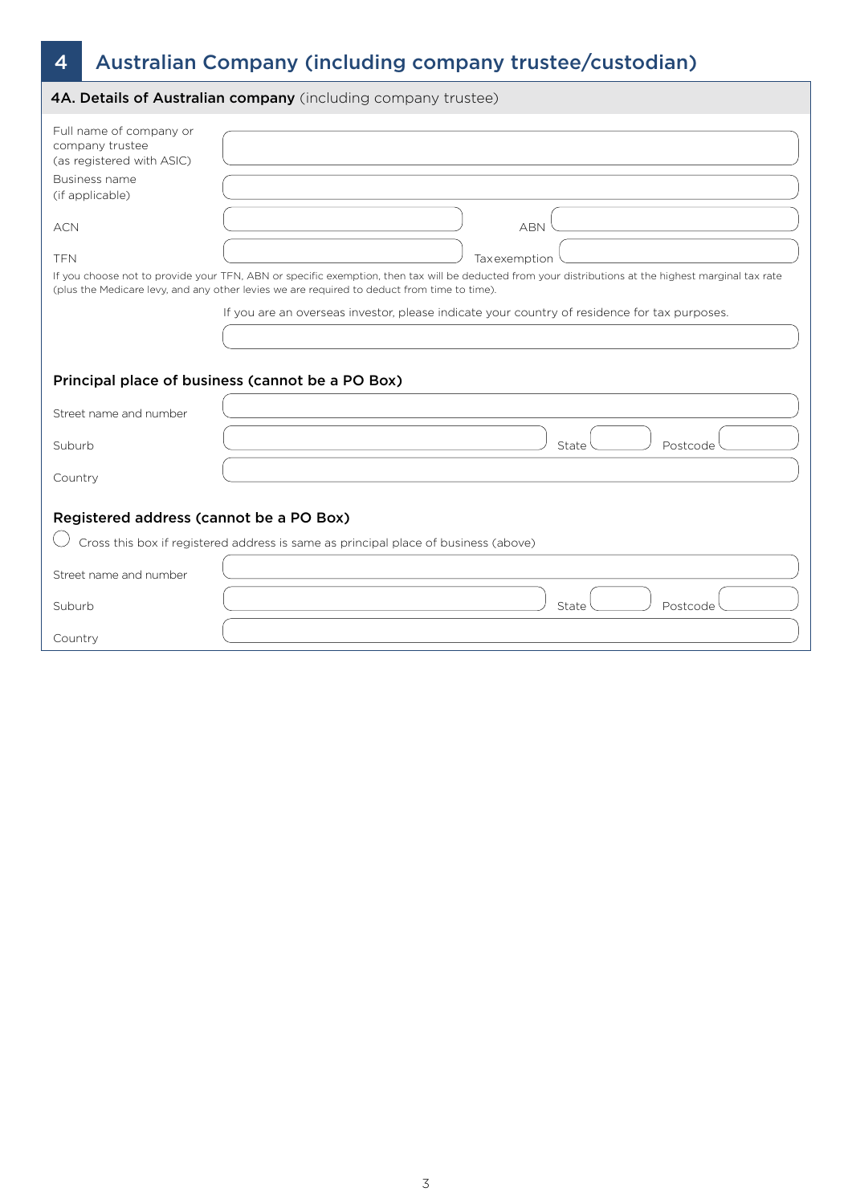# 4 Australian Company (including company trustee/custodian)

### 4A. Details of Australian company (including company trustee)

Full name of company or company trustee (as registered with ASIC)

Business name (if applicable)

ACN ABN

TFN Tax exemption

If you choose not to provide your TFN, ABN or specific exemption, then tax will be deducted from your distributions at the highest marginal tax rate (plus the Medicare levy, and any other levies we are required to deduct from time to time).

If you are an overseas investor, please indicate your country of residence for tax purposes.

#### Principal place of business (cannot be a PO Box)

Street name and number

Suburb State Postcode

Country

#### Registered address (cannot be a PO Box)

◯ Cross this box if registered address is same as principal place of business (above)

Street name and number

Suburb State Postcode

Country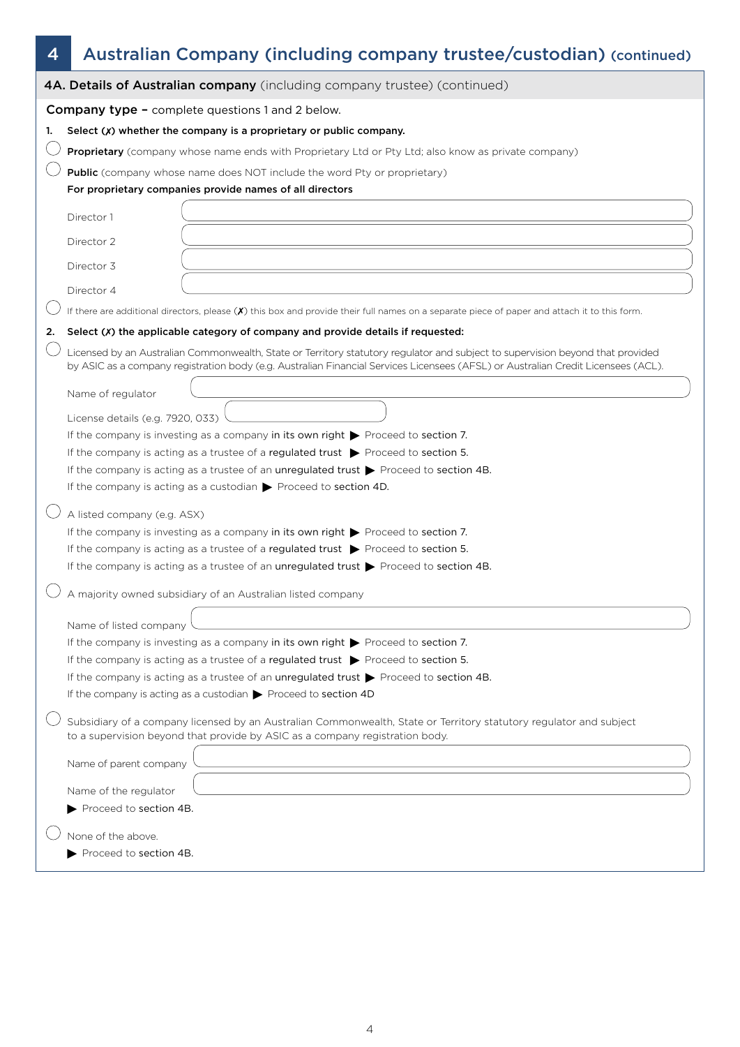# 4 Australian Company (including company trustee/custodian) (continued)

## 4A. Details of Australian company (including company trustee) (continued)

**Company type –** complete questions 1 and 2 below.

1. **Select (✗) whether the company is a proprietary or public company.**

◯ **Proprietary** (company whose name ends with Proprietary Ltd or Pty Ltd; also know as private company)

◯ **Public** (company whose name does NOT include the word Pty or proprietary)

**For proprietary companies provide names of all directors**

Director 1 ____________________

Director 2 ____________________

Director 3 ____________________

Director 4 ____________________

◯ If there are additional directors, please (✗) this box and provide their full names on a separate piece of paper and attach it to this form.

2. **Select (✗) the applicable category of company and provide details if requested:**

◯ Licensed by an Australian Commonwealth, State or Territory statutory regulator and subject to supervision beyond that provided by ASIC as a company registration body (e.g. Australian Financial Services Licensees (AFSL) or Australian Credit Licensees (ACL).

Name of regulator ____________________

License details (e.g. 7920, 033) ____________________

If the company is investing as a company in its own right ▶ Proceed to section 7.

If the company is acting as a trustee of a regulated trust ▶ Proceed to section 5.

If the company is acting as a trustee of an unregulated trust ▶ Proceed to section 4B.

If the company is acting as a custodian ▶ Proceed to section 4D.

◯ A listed company (e.g. ASX)

If the company is investing as a company in its own right ▶ Proceed to section 7.

If the company is acting as a trustee of a regulated trust ▶ Proceed to section 5.

If the company is acting as a trustee of an unregulated trust ▶ Proceed to section 4B.

◯ A majority owned subsidiary of an Australian listed company

Name of listed company ____________________

If the company is investing as a company in its own right ▶ Proceed to section 7.

If the company is acting as a trustee of a regulated trust ▶ Proceed to section 5.

If the company is acting as a trustee of an unregulated trust ▶ Proceed to section 4B.

If the company is acting as a custodian ▶ Proceed to section 4D

◯ Subsidiary of a company licensed by an Australian Commonwealth, State or Territory statutory regulator and subject to a supervision beyond that provide by ASIC as a company registration body.

Name of parent company ____________________

Name of the regulator ____________________

▶ Proceed to section 4B.

◯ None of the above.

▶ Proceed to section 4B.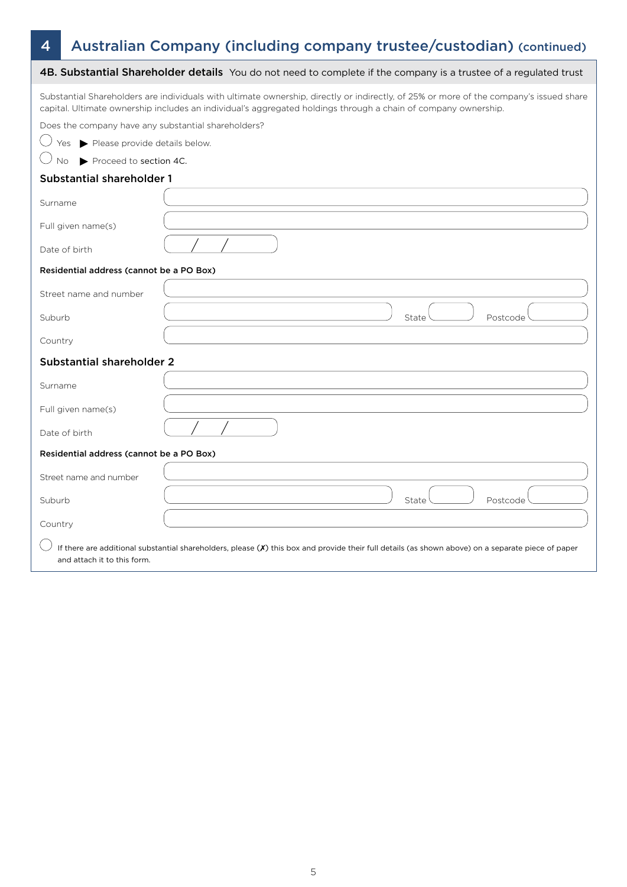## 4 Australian Company (including company trustee/custodian) (continued)

**4B. Substantial Shareholder details** You do not need to complete if the company is a trustee of a regulated trust

Substantial Shareholders are individuals with ultimate ownership, directly or indirectly, of 25% or more of the company's issued share capital. Ultimate ownership includes an individual's aggregated holdings through a chain of company ownership.

Does the company have any substantial shareholders?

◯ Yes ▶ Please provide details below.

◯ No ▶ Proceed to section 4C.

### Substantial shareholder 1

Surname

Full given name(s)

Date of birth / /

**Residential address (cannot be a PO Box)**

Street name and number

Suburb State Postcode

Country

### Substantial shareholder 2

Surname

Full given name(s)

Date of birth / /

**Residential address (cannot be a PO Box)**

Street name and number

Suburb State Postcode

Country

◯ If there are additional substantial shareholders, please (✗) this box and provide their full details (as shown above) on a separate piece of paper and attach it to this form.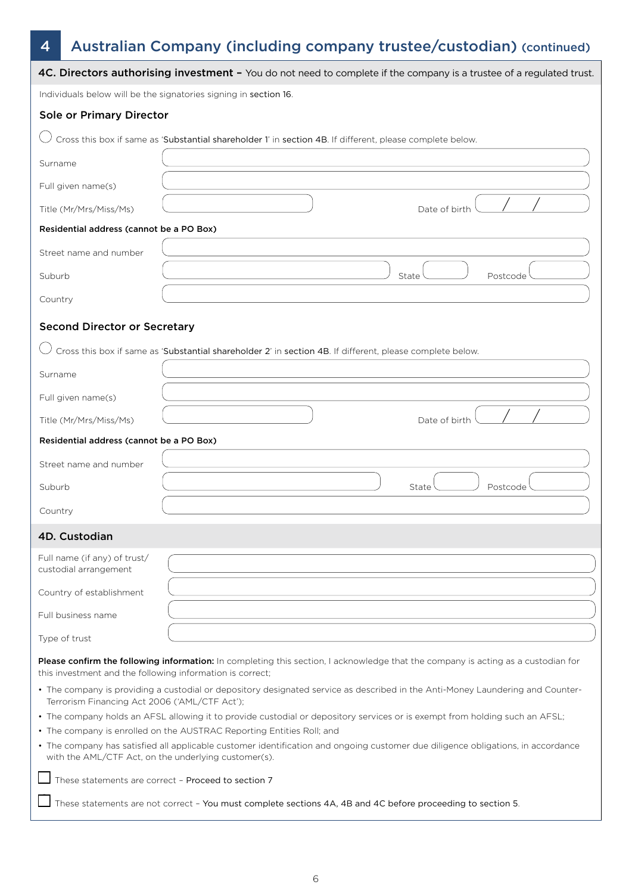## 4 Australian Company (including company trustee/custodian) (continued)

### 4C. Directors authorising investment – You do not need to complete if the company is a trustee of a regulated trust.

Individuals below will be the signatories signing in section 16.

#### Sole or Primary Director

◯ Cross this box if same as 'Substantial shareholder 1' in section 4B. If different, please complete below.

Surname

Full given name(s)

Title (Mr/Mrs/Miss/Ms) Date of birth / /

**Residential address (cannot be a PO Box)**

Street name and number

Suburb State Postcode

Country

#### Second Director or Secretary

◯ Cross this box if same as 'Substantial shareholder 2' in section 4B. If different, please complete below.

Surname

Full given name(s)

Title (Mr/Mrs/Miss/Ms) Date of birth / /

**Residential address (cannot be a PO Box)**

Street name and number

Suburb State Postcode

Country

### 4D. Custodian

Full name (if any) of trust/ custodial arrangement

Country of establishment

Full business name

Type of trust

**Please confirm the following information:** In completing this section, I acknowledge that the company is acting as a custodian for this investment and the following information is correct;

- The company is providing a custodial or depository designated service as described in the Anti-Money Laundering and Counter-Terrorism Financing Act 2006 ('AML/CTF Act');
- The company holds an AFSL allowing it to provide custodial or depository services or is exempt from holding such an AFSL;
- The company is enrolled on the AUSTRAC Reporting Entities Roll; and
- The company has satisfied all applicable customer identification and ongoing customer due diligence obligations, in accordance with the AML/CTF Act, on the underlying customer(s).

☐ These statements are correct – Proceed to section 7

☐ These statements are not correct – You must complete sections 4A, 4B and 4C before proceeding to section 5.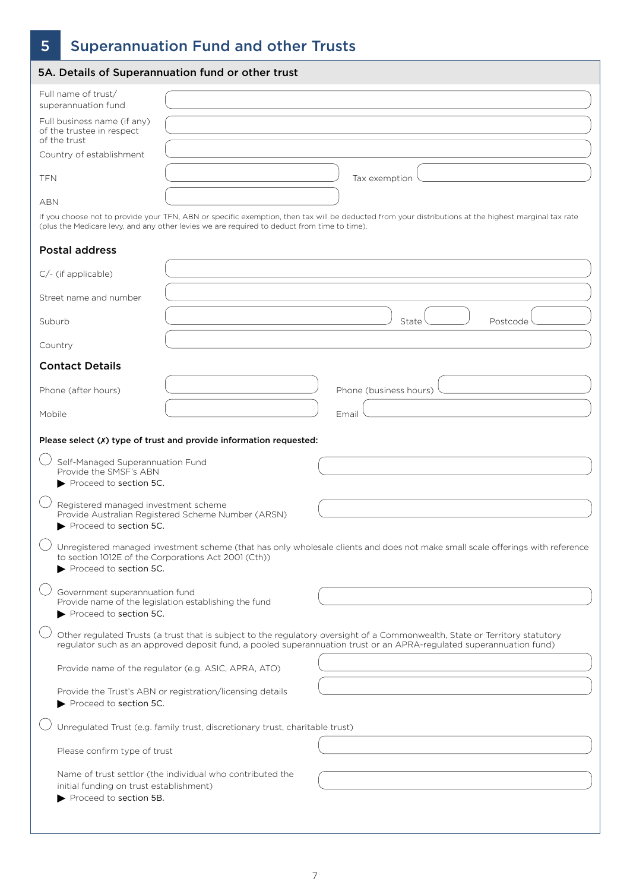# 5 Superannuation Fund and other Trusts

## 5A. Details of Superannuation fund or other trust

Full name of trust/ superannuation fund

Full business name (if any) of the trustee in respect of the trust

Country of establishment

TFN | Tax exemption

ABN

If you choose not to provide your TFN, ABN or specific exemption, then tax will be deducted from your distributions at the highest marginal tax rate (plus the Medicare levy, and any other levies we are required to deduct from time to time).

### Postal address

C/- (if applicable)

Street name and number

Suburb | State | Postcode

Country

### Contact Details

Phone (after hours) | Phone (business hours)

Mobile | Email

**Please select (✗) type of trust and provide information requested:**

- ◯ Self-Managed Superannuation Fund
  Provide the SMSF's ABN
  ▶ Proceed to section 5C.

- ◯ Registered managed investment scheme
  Provide Australian Registered Scheme Number (ARSN)
  ▶ Proceed to section 5C.

- ◯ Unregistered managed investment scheme (that has only wholesale clients and does not make small scale offerings with reference to section 1012E of the Corporations Act 2001 (Cth))
  ▶ Proceed to section 5C.

- ◯ Government superannuation fund
  Provide name of the legislation establishing the fund
  ▶ Proceed to section 5C.

- ◯ Other regulated Trusts (a trust that is subject to the regulatory oversight of a Commonwealth, State or Territory statutory regulator such as an approved deposit fund, a pooled superannuation trust or an APRA-regulated superannuation fund)

  Provide name of the regulator (e.g. ASIC, APRA, ATO)

  Provide the Trust's ABN or registration/licensing details
  ▶ Proceed to section 5C.

- ◯ Unregulated Trust (e.g. family trust, discretionary trust, charitable trust)

  Please confirm type of trust

  Name of trust settlor (the individual who contributed the initial funding on trust establishment)
  ▶ Proceed to section 5B.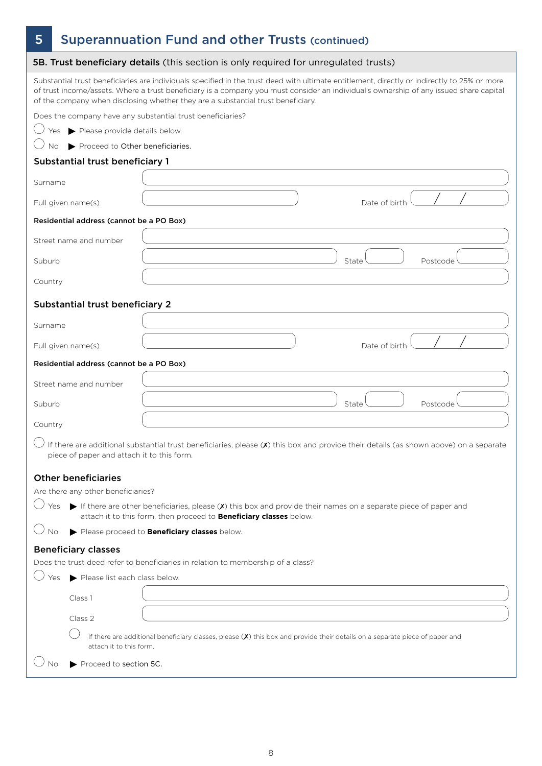# 5 Superannuation Fund and other Trusts (continued)

## 5B. Trust beneficiary details (this section is only required for unregulated trusts)

Substantial trust beneficiaries are individuals specified in the trust deed with ultimate entitlement, directly or indirectly to 25% or more of trust income/assets. Where a trust beneficiary is a company you must consider an individual's ownership of any issued share capital of the company when disclosing whether they are a substantial trust beneficiary.

Does the company have any substantial trust beneficiaries?

◯ Yes ▶ Please provide details below.

◯ No ▶ Proceed to Other beneficiaries.

### Substantial trust beneficiary 1

Surname

Full given name(s) Date of birth / /

**Residential address (cannot be a PO Box)**

Street name and number

Suburb State Postcode

Country

### Substantial trust beneficiary 2

Surname

Full given name(s) Date of birth / /

**Residential address (cannot be a PO Box)**

Street name and number

Suburb State Postcode

Country

◯ If there are additional substantial trust beneficiaries, please (✗) this box and provide their details (as shown above) on a separate piece of paper and attach it to this form.

### Other beneficiaries

Are there any other beneficiaries?

◯ Yes ▶ If there are other beneficiaries, please (✗) this box and provide their names on a separate piece of paper and attach it to this form, then proceed to **Beneficiary classes** below.

◯ No ▶ Please proceed to **Beneficiary classes** below.

### Beneficiary classes

Does the trust deed refer to beneficiaries in relation to membership of a class?

◯ Yes ▶ Please list each class below.

Class 1

Class 2

◯ If there are additional beneficiary classes, please (✗) this box and provide their details on a separate piece of paper and attach it to this form.

◯ No ▶ Proceed to section 5C.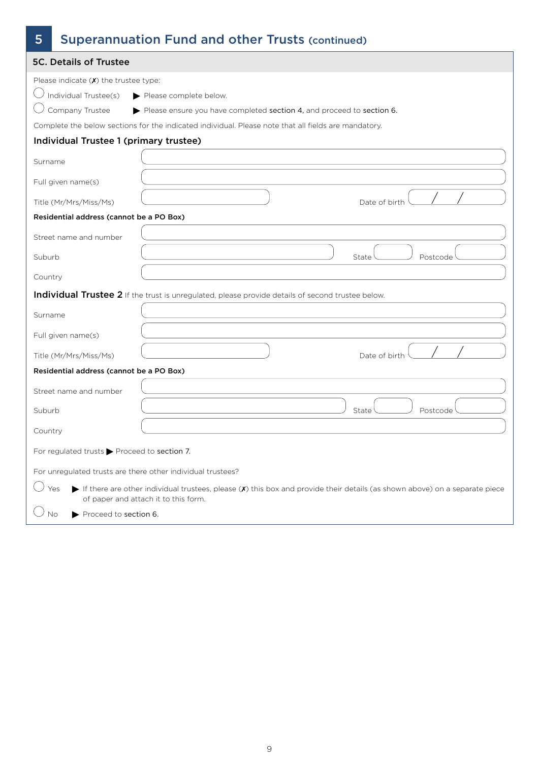# 5 Superannuation Fund and other Trusts (continued)

## 5C. Details of Trustee

Please indicate (✗) the trustee type:

◯ Individual Trustee(s) ▶ Please complete below.

◯ Company Trustee ▶ Please ensure you have completed **section 4**, and proceed to **section 6**.

Complete the below sections for the indicated individual. Please note that all fields are mandatory.

### Individual Trustee 1 (primary trustee)

Surname

Full given name(s)

Title (Mr/Mrs/Miss/Ms)    Date of birth / /

**Residential address (cannot be a PO Box)**

Street name and number

Suburb    State    Postcode

Country

### Individual Trustee 2 If the trust is unregulated, please provide details of second trustee below.

Surname

Full given name(s)

Title (Mr/Mrs/Miss/Ms)    Date of birth / /

**Residential address (cannot be a PO Box)**

Street name and number

Suburb    State    Postcode

Country

For regulated trusts ▶ Proceed to **section 7**.

For unregulated trusts are there other individual trustees?

◯ Yes ▶ If there are other individual trustees, please (✗) this box and provide their details (as shown above) on a separate piece of paper and attach it to this form.

◯ No ▶ Proceed to **section 6**.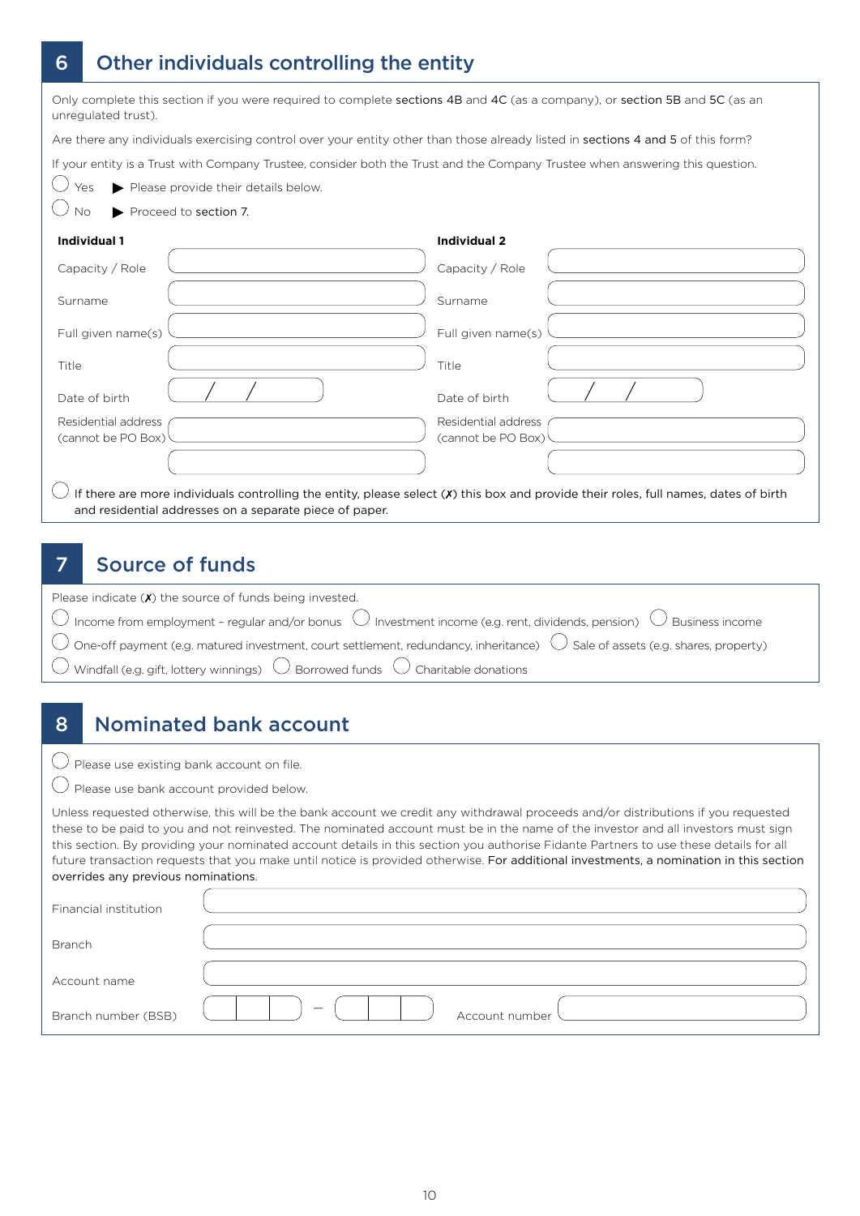## 6 Other individuals controlling the entity

Only complete this section if you were required to complete **sections 4B and 4C** (as a company), or **section 5B and 5C** (as an unregulated trust).

Are there any individuals exercising control over your entity other than those already listed in **sections 4 and 5** of this form?

If your entity is a Trust with Company Trustee, consider both the Trust and the Company Trustee when answering this question.

◯ Yes ▶ Please provide their details below.

◯ No ▶ Proceed to **section 7**.

| **Individual 1** | | **Individual 2** | |
|---|---|---|---|
| Capacity / Role | | Capacity / Role | |
| Surname | | Surname | |
| Full given name(s) | | Full given name(s) | |
| Title | | Title | |
| Date of birth | / / | Date of birth | / / |
| Residential address (cannot be PO Box) | | Residential address (cannot be PO Box) | |
| | | | |

◯ If there are more individuals controlling the entity, please select (✗) this box and provide their roles, full names, dates of birth and residential addresses on a separate piece of paper.

## 7 Source of funds

Please indicate (✗) the source of funds being invested.

◯ Income from employment – regular and/or bonus ◯ Investment income (e.g. rent, dividends, pension) ◯ Business income

◯ One-off payment (e.g. matured investment, court settlement, redundancy, inheritance) ◯ Sale of assets (e.g. shares, property)

◯ Windfall (e.g. gift, lottery winnings) ◯ Borrowed funds ◯ Charitable donations

## 8 Nominated bank account

◯ Please use existing bank account on file.

◯ Please use bank account provided below.

Unless requested otherwise, this will be the bank account we credit any withdrawal proceeds and/or distributions if you requested these to be paid to you and not reinvested. The nominated account must be in the name of the investor and all investors must sign this section. By providing your nominated account details in this section you authorise Fidante Partners to use these details for all future transaction requests that you make until notice is provided otherwise. **For additional investments, a nomination in this section overrides any previous nominations.**

| | |
|---|---|
| Financial institution | |
| Branch | |
| Account name | |
| Branch number (BSB) | – Account number |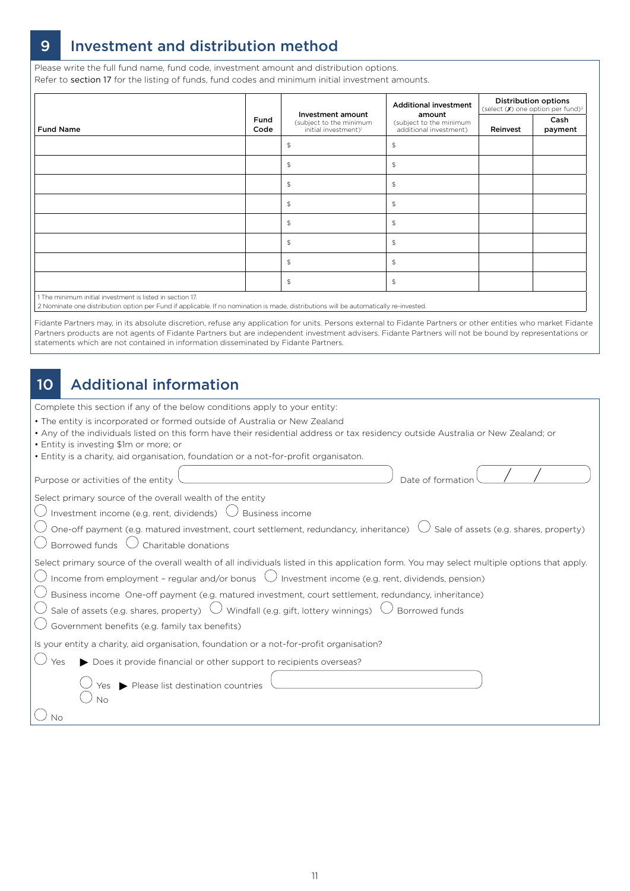## 9 Investment and distribution method

Please write the full fund name, fund code, investment amount and distribution options.
Refer to section 17 for the listing of funds, fund codes and minimum initial investment amounts.

| Fund Name | Fund Code | Investment amount (subject to the minimum initial investment)[1] | Additional investment amount (subject to the minimum additional investment) | Distribution options (select (✗) one option per fund)[2] | |
|---|---|---|---|---|---|
| | | | | Reinvest | Cash payment |
| | | $ | $ | | |
| | | $ | $ | | |
| | | $ | $ | | |
| | | $ | $ | | |
| | | $ | $ | | |
| | | $ | $ | | |
| | | $ | $ | | |
| | | $ | $ | | |

1 The minimum initial investment is listed in section 17.
2 Nominate one distribution option per Fund if applicable. If no nomination is made, distributions will be automatically re-invested.

Fidante Partners may, in its absolute discretion, refuse any application for units. Persons external to Fidante Partners or other entities who market Fidante Partners products are not agents of Fidante Partners but are independent investment advisers. Fidante Partners will not be bound by representations or statements which are not contained in information disseminated by Fidante Partners.

## 10 Additional information

Complete this section if any of the below conditions apply to your entity:

- The entity is incorporated or formed outside of Australia or New Zealand
- Any of the individuals listed on this form have their residential address or tax residency outside Australia or New Zealand; or
- Entity is investing $1m or more; or
- Entity is a charity, aid organisation, foundation or a not-for-profit organisaton.

Purpose or activities of the entity ____________________ Date of formation ____ / ____ / ____

Select primary source of the overall wealth of the entity

◯ Investment income (e.g. rent, dividends) ◯ Business income

◯ One-off payment (e.g. matured investment, court settlement, redundancy, inheritance) ◯ Sale of assets (e.g. shares, property)

◯ Borrowed funds ◯ Charitable donations

Select primary source of the overall wealth of all individuals listed in this application form. You may select multiple options that apply.

◯ Income from employment – regular and/or bonus ◯ Investment income (e.g. rent, dividends, pension)

◯ Business income One-off payment (e.g. matured investment, court settlement, redundancy, inheritance)

◯ Sale of assets (e.g. shares, property) ◯ Windfall (e.g. gift, lottery winnings) ◯ Borrowed funds

◯ Government benefits (e.g. family tax benefits)

Is your entity a charity, aid organisation, foundation or a not-for-profit organisation?

◯ Yes ▶ Does it provide financial or other support to recipients overseas?

 ◯ Yes ▶ Please list destination countries ____________________

 ◯ No

◯ No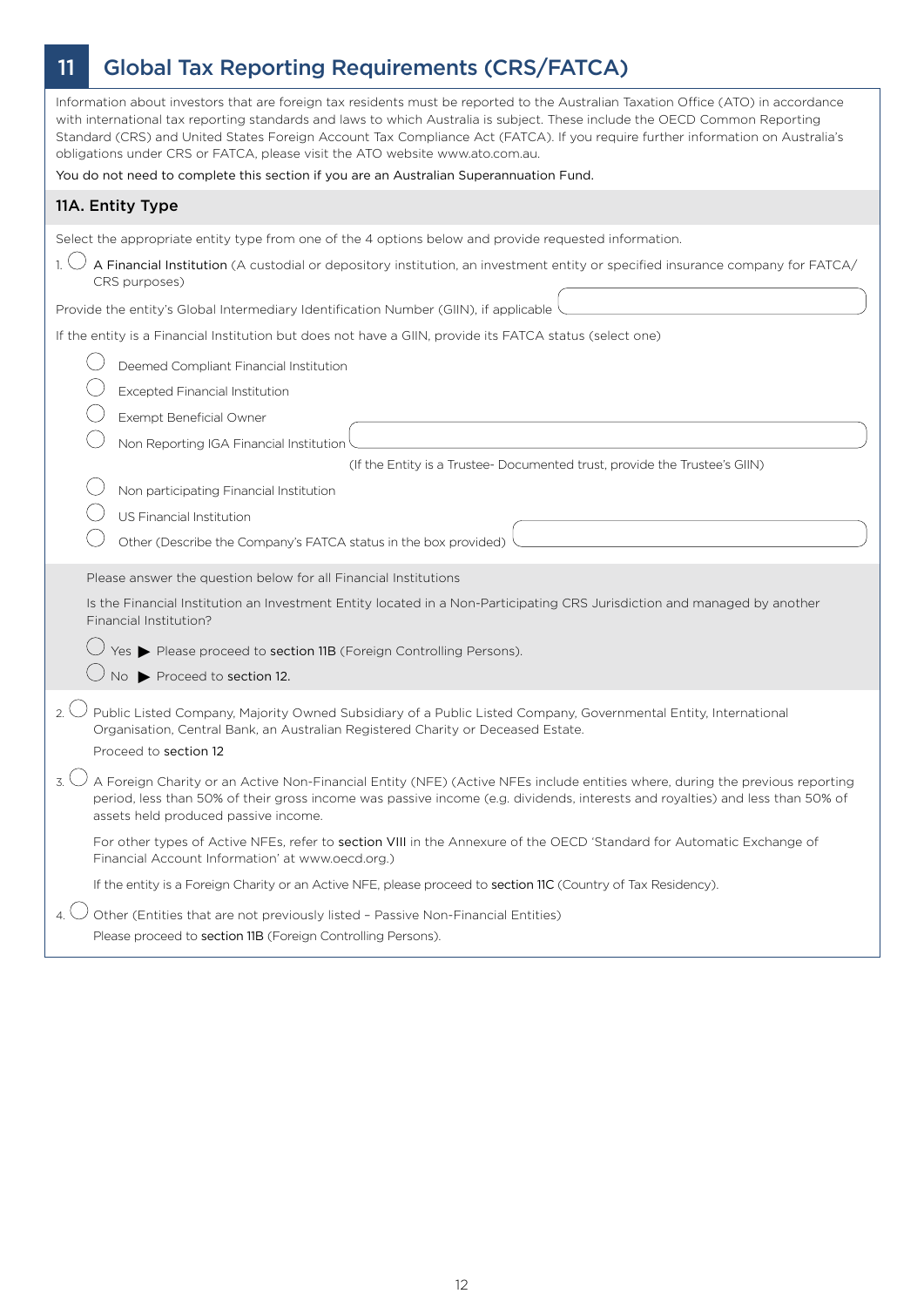# 11 Global Tax Reporting Requirements (CRS/FATCA)

Information about investors that are foreign tax residents must be reported to the Australian Taxation Office (ATO) in accordance with international tax reporting standards and laws to which Australia is subject. These include the OECD Common Reporting Standard (CRS) and United States Foreign Account Tax Compliance Act (FATCA). If you require further information on Australia's obligations under CRS or FATCA, please visit the ATO website www.ato.com.au.

You do not need to complete this section if you are an Australian Superannuation Fund.

## 11A. Entity Type

Select the appropriate entity type from one of the 4 options below and provide requested information.

1. ◯ A Financial Institution (A custodial or depository institution, an investment entity or specified insurance company for FATCA/CRS purposes)

Provide the entity's Global Intermediary Identification Number (GIIN), if applicable ______________________

If the entity is a Financial Institution but does not have a GIIN, provide its FATCA status (select one)

- ◯ Deemed Compliant Financial Institution
- ◯ Excepted Financial Institution
- ◯ Exempt Beneficial Owner
- ◯ Non Reporting IGA Financial Institution ______________________
  (If the Entity is a Trustee- Documented trust, provide the Trustee's GIIN)
- ◯ Non participating Financial Institution
- ◯ US Financial Institution
- ◯ Other (Describe the Company's FATCA status in the box provided) ______________________

Please answer the question below for all Financial Institutions

Is the Financial Institution an Investment Entity located in a Non-Participating CRS Jurisdiction and managed by another Financial Institution?

- ◯ Yes ▶ Please proceed to section 11B (Foreign Controlling Persons).
- ◯ No ▶ Proceed to section 12.

2. ◯ Public Listed Company, Majority Owned Subsidiary of a Public Listed Company, Governmental Entity, International Organisation, Central Bank, an Australian Registered Charity or Deceased Estate.

   Proceed to section 12

3. ◯ A Foreign Charity or an Active Non-Financial Entity (NFE) (Active NFEs include entities where, during the previous reporting period, less than 50% of their gross income was passive income (e.g. dividends, interests and royalties) and less than 50% of assets held produced passive income.

   For other types of Active NFEs, refer to section VIII in the Annexure of the OECD 'Standard for Automatic Exchange of Financial Account Information' at www.oecd.org.)

   If the entity is a Foreign Charity or an Active NFE, please proceed to section 11C (Country of Tax Residency).

4. ◯ Other (Entities that are not previously listed – Passive Non-Financial Entities)

   Please proceed to section 11B (Foreign Controlling Persons).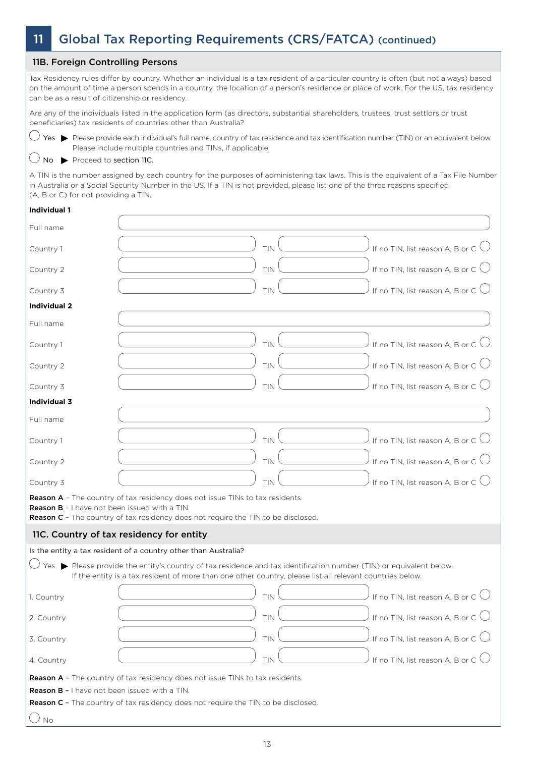## 11 Global Tax Reporting Requirements (CRS/FATCA) (continued)

### 11B. Foreign Controlling Persons

Tax Residency rules differ by country. Whether an individual is a tax resident of a particular country is often (but not always) based on the amount of time a person spends in a country, the location of a person's residence or place of work. For the US, tax residency can be as a result of citizenship or residency.

Are any of the individuals listed in the application form (as directors, substantial shareholders, trustees, trust settlors or trust beneficiaries) tax residents of countries other than Australia?

◯ Yes ▶ Please provide each individual's full name, country of tax residence and tax identification number (TIN) or an equivalent below. Please include multiple countries and TINs, if applicable.

◯ No ▶ Proceed to section 11C.

A TIN is the number assigned by each country for the purposes of administering tax laws. This is the equivalent of a Tax File Number in Australia or a Social Security Number in the US. If a TIN is not provided, please list one of the three reasons specified (A, B or C) for not providing a TIN.

**Individual 1**

| Full name | | | | |
|---|---|---|---|---|
| Country 1 | | TIN | | If no TIN, list reason A, B or C ◯ |
| Country 2 | | TIN | | If no TIN, list reason A, B or C ◯ |
| Country 3 | | TIN | | If no TIN, list reason A, B or C ◯ |

**Individual 2**

| Full name | | | | |
|---|---|---|---|---|
| Country 1 | | TIN | | If no TIN, list reason A, B or C ◯ |
| Country 2 | | TIN | | If no TIN, list reason A, B or C ◯ |
| Country 3 | | TIN | | If no TIN, list reason A, B or C ◯ |

**Individual 3**

| Full name | | | | |
|---|---|---|---|---|
| Country 1 | | TIN | | If no TIN, list reason A, B or C ◯ |
| Country 2 | | TIN | | If no TIN, list reason A, B or C ◯ |
| Country 3 | | TIN | | If no TIN, list reason A, B or C ◯ |

**Reason A** – The country of tax residency does not issue TINs to tax residents.
**Reason B** – I have not been issued with a TIN.
**Reason C** – The country of tax residency does not require the TIN to be disclosed.

### 11C. Country of tax residency for entity

Is the entity a tax resident of a country other than Australia?

◯ Yes ▶ Please provide the entity's country of tax residence and tax identification number (TIN) or equivalent below. If the entity is a tax resident of more than one other country, please list all relevant countries below.

| | | | | |
|---|---|---|---|---|
| 1. Country | | TIN | | If no TIN, list reason A, B or C ◯ |
| 2. Country | | TIN | | If no TIN, list reason A, B or C ◯ |
| 3. Country | | TIN | | If no TIN, list reason A, B or C ◯ |
| 4. Country | | TIN | | If no TIN, list reason A, B or C ◯ |

**Reason A** – The country of tax residency does not issue TINs to tax residents.

**Reason B** – I have not been issued with a TIN.

**Reason C** – The country of tax residency does not require the TIN to be disclosed.

◯ No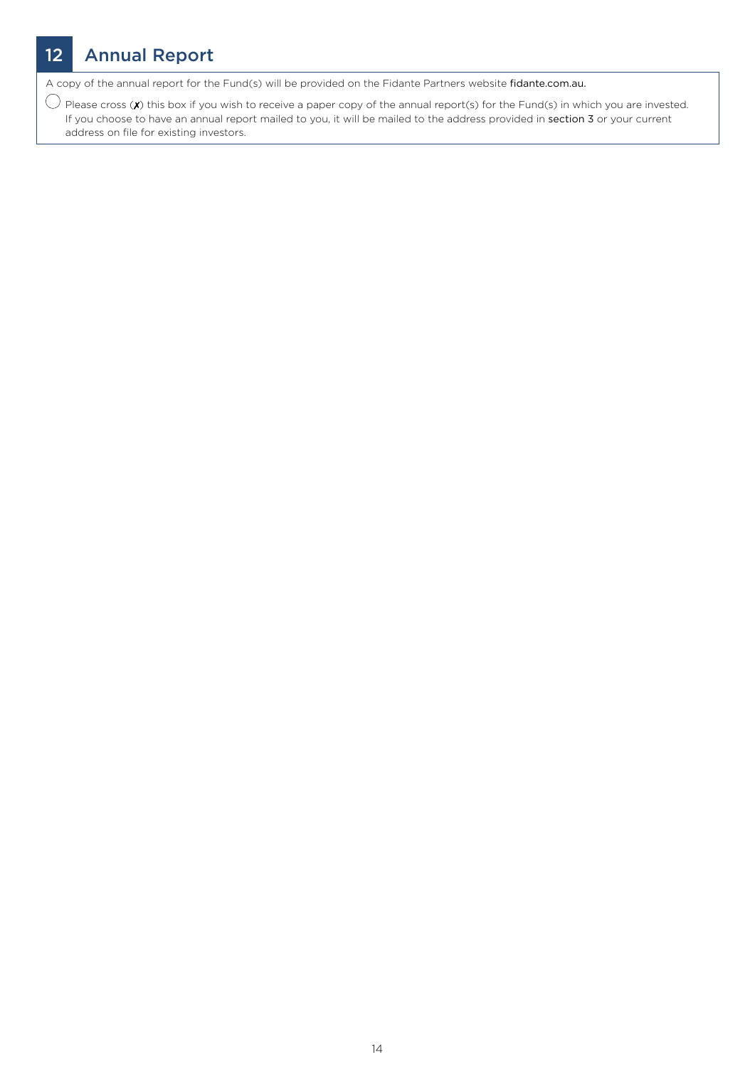## 12 Annual Report

A copy of the annual report for the Fund(s) will be provided on the Fidante Partners website fidante.com.au.

◯ Please cross (✗) this box if you wish to receive a paper copy of the annual report(s) for the Fund(s) in which you are invested. If you choose to have an annual report mailed to you, it will be mailed to the address provided in section 3 or your current address on file for existing investors.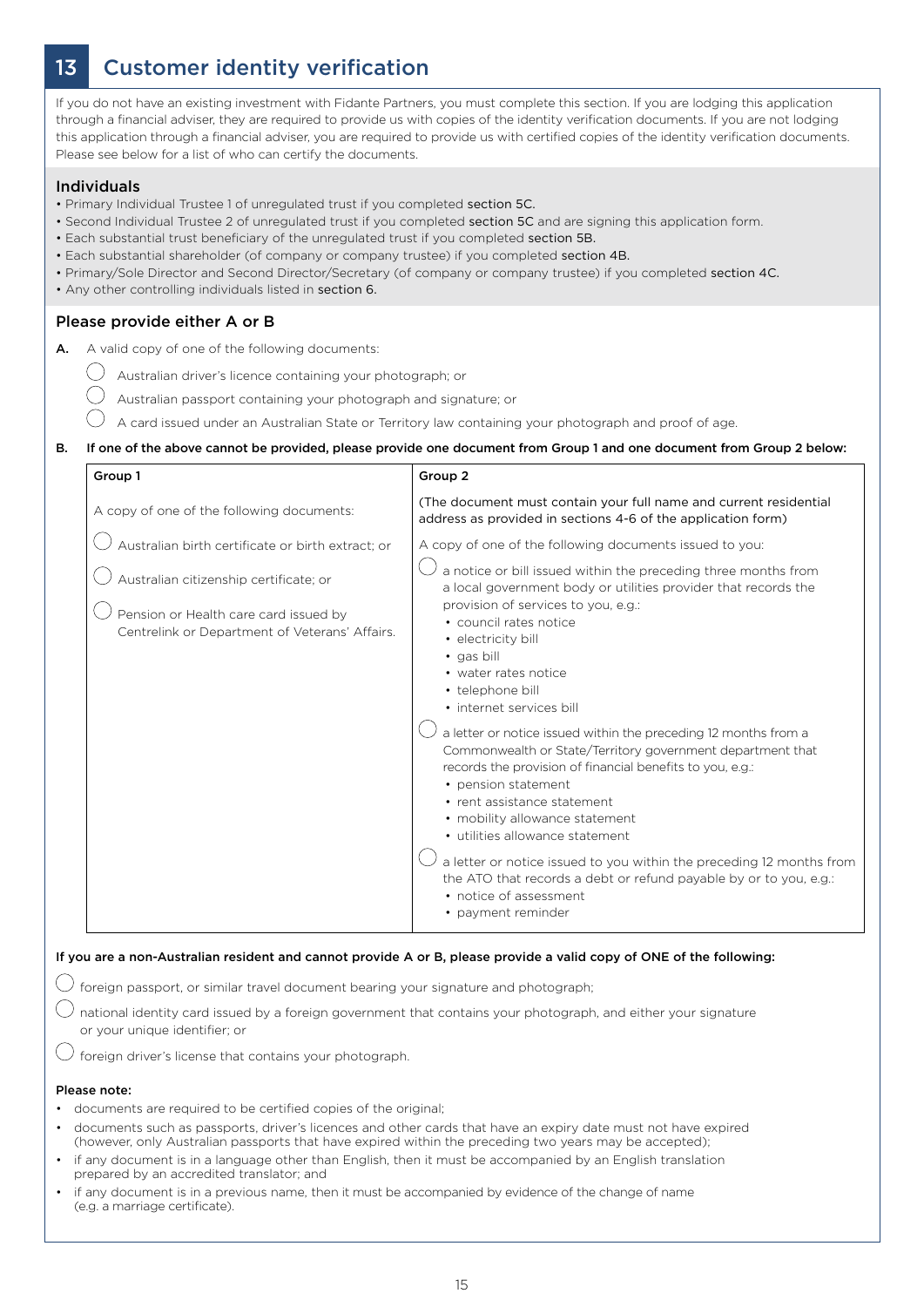# 13 Customer identity verification

If you do not have an existing investment with Fidante Partners, you must complete this section. If you are lodging this application through a financial adviser, they are required to provide us with copies of the identity verification documents. If you are not lodging this application through a financial adviser, you are required to provide us with certified copies of the identity verification documents. Please see below for a list of who can certify the documents.

## Individuals

- Primary Individual Trustee 1 of unregulated trust if you completed section 5C.
- Second Individual Trustee 2 of unregulated trust if you completed section 5C and are signing this application form.
- Each substantial trust beneficiary of the unregulated trust if you completed section 5B.
- Each substantial shareholder (of company or company trustee) if you completed section 4B.
- Primary/Sole Director and Second Director/Secretary (of company or company trustee) if you completed section 4C.
- Any other controlling individuals listed in section 6.

## Please provide either A or B

**A.** A valid copy of one of the following documents:

- ◯ Australian driver's licence containing your photograph; or
- ◯ Australian passport containing your photograph and signature; or
- ◯ A card issued under an Australian State or Territory law containing your photograph and proof of age.

**B. If one of the above cannot be provided, please provide one document from Group 1 and one document from Group 2 below:**

| Group 1 | Group 2 |
|---|---|
| A copy of one of the following documents: | (The document must contain your full name and current residential address as provided in sections 4-6 of the application form) |
| ◯ Australian birth certificate or birth extract; or | A copy of one of the following documents issued to you: |
| ◯ Australian citizenship certificate; or | ◯ a notice or bill issued within the preceding three months from a local government body or utilities provider that records the provision of services to you, e.g.: • council rates notice • electricity bill • gas bill • water rates notice • telephone bill • internet services bill |
| ◯ Pension or Health care card issued by Centrelink or Department of Veterans' Affairs. | ◯ a letter or notice issued within the preceding 12 months from a Commonwealth or State/Territory government department that records the provision of financial benefits to you, e.g.: • pension statement • rent assistance statement • mobility allowance statement • utilities allowance statement |
| | ◯ a letter or notice issued to you within the preceding 12 months from the ATO that records a debt or refund payable by or to you, e.g.: • notice of assessment • payment reminder |

**If you are a non-Australian resident and cannot provide A or B, please provide a valid copy of ONE of the following:**

- ◯ foreign passport, or similar travel document bearing your signature and photograph;
- ◯ national identity card issued by a foreign government that contains your photograph, and either your signature or your unique identifier; or
- ◯ foreign driver's license that contains your photograph.

**Please note:**

- documents are required to be certified copies of the original;
- documents such as passports, driver's licences and other cards that have an expiry date must not have expired (however, only Australian passports that have expired within the preceding two years may be accepted);
- if any document is in a language other than English, then it must be accompanied by an English translation prepared by an accredited translator; and
- if any document is in a previous name, then it must be accompanied by evidence of the change of name (e.g. a marriage certificate).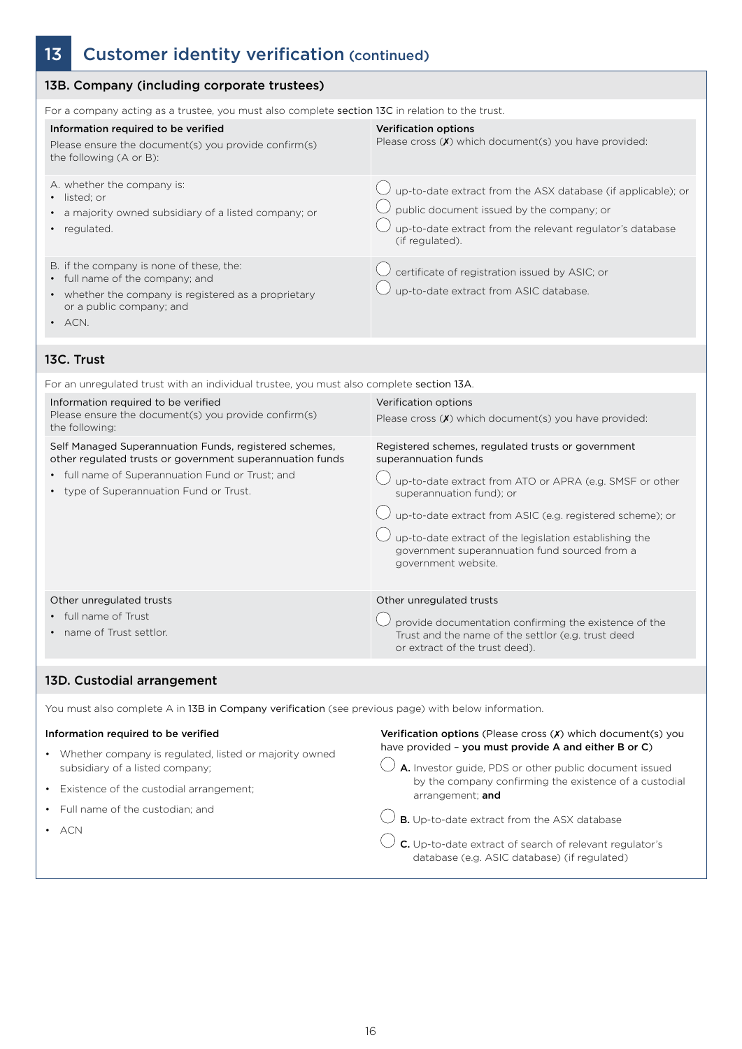## 13 Customer identity verification (continued)

### 13B. Company (including corporate trustees)

For a company acting as a trustee, you must also complete section 13C in relation to the trust.

| **Information required to be verified**<br>Please ensure the document(s) you provide confirm(s) the following (A or B): | **Verification options**<br>Please cross (✗) which document(s) you have provided: |
|---|---|
| A. whether the company is:<br>• listed; or<br>• a majority owned subsidiary of a listed company; or<br>• regulated. | ◯ up-to-date extract from the ASX database (if applicable); or<br>◯ public document issued by the company; or<br>◯ up-to-date extract from the relevant regulator's database (if regulated). |
| B. if the company is none of these, the:<br>• full name of the company; and<br>• whether the company is registered as a proprietary or a public company; and<br>• ACN. | ◯ certificate of registration issued by ASIC; or<br>◯ up-to-date extract from ASIC database. |

### 13C. Trust

For an unregulated trust with an individual trustee, you must also complete section 13A.

| Information required to be verified<br>Please ensure the document(s) you provide confirm(s) the following: | Verification options<br>Please cross (✗) which document(s) you have provided: |
|---|---|
| Self Managed Superannuation Funds, registered schemes, other regulated trusts or government superannuation funds<br>• full name of Superannuation Fund or Trust; and<br>• type of Superannuation Fund or Trust. | Registered schemes, regulated trusts or government superannuation funds<br>◯ up-to-date extract from ATO or APRA (e.g. SMSF or other superannuation fund); or<br>◯ up-to-date extract from ASIC (e.g. registered scheme); or<br>◯ up-to-date extract of the legislation establishing the government superannuation fund sourced from a government website. |
| Other unregulated trusts<br>• full name of Trust<br>• name of Trust settlor. | Other unregulated trusts<br>◯ provide documentation confirming the existence of the Trust and the name of the settlor (e.g. trust deed or extract of the trust deed). |

### 13D. Custodial arrangement

You must also complete A in 13B in Company verification (see previous page) with below information.

**Information required to be verified**

- Whether company is regulated, listed or majority owned subsidiary of a listed company;
- Existence of the custodial arrangement;
- Full name of the custodian; and
- ACN

**Verification options** (Please cross (✗) which document(s) you have provided – **you must provide A and either B or C**)

◯ **A.** Investor guide, PDS or other public document issued by the company confirming the existence of a custodial arrangement; **and**

◯ **B.** Up-to-date extract from the ASX database

◯ **C.** Up-to-date extract of search of relevant regulator's database (e.g. ASIC database) (if regulated)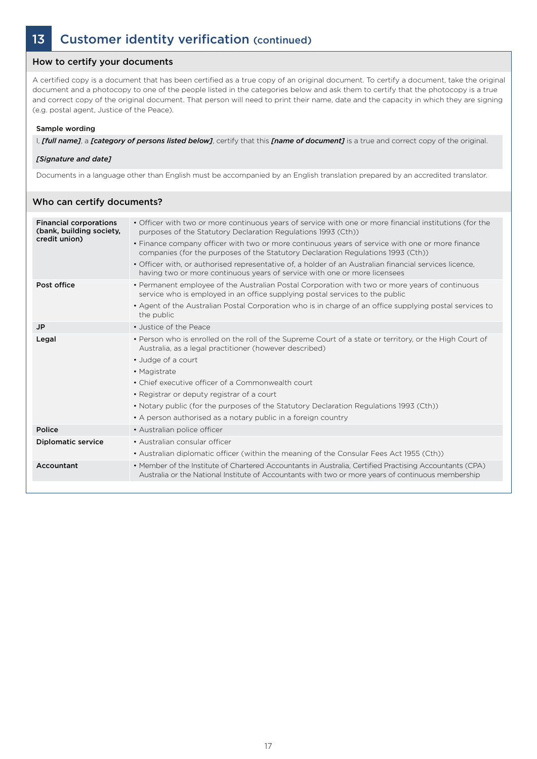# 13 Customer identity verification (continued)

## How to certify your documents

A certified copy is a document that has been certified as a true copy of an original document. To certify a document, take the original document and a photocopy to one of the people listed in the categories below and ask them to certify that the photocopy is a true and correct copy of the original document. That person will need to print their name, date and the capacity in which they are signing (e.g. postal agent, Justice of the Peace).

**Sample wording**

I, ***[full name]***, a ***[category of persons listed below]***, certify that this ***[name of document]*** is a true and correct copy of the original.

***[Signature and date]***

Documents in a language other than English must be accompanied by an English translation prepared by an accredited translator.

## Who can certify documents?

| | |
|---|---|
| **Financial corporations (bank, building society, credit union)** | • Officer with two or more continuous years of service with one or more financial institutions (for the purposes of the Statutory Declaration Regulations 1993 (Cth))<br>• Finance company officer with two or more continuous years of service with one or more finance companies (for the purposes of the Statutory Declaration Regulations 1993 (Cth))<br>• Officer with, or authorised representative of, a holder of an Australian financial services licence, having two or more continuous years of service with one or more licensees |
| **Post office** | • Permanent employee of the Australian Postal Corporation with two or more years of continuous service who is employed in an office supplying postal services to the public<br>• Agent of the Australian Postal Corporation who is in charge of an office supplying postal services to the public |
| **JP** | • Justice of the Peace |
| **Legal** | • Person who is enrolled on the roll of the Supreme Court of a state or territory, or the High Court of Australia, as a legal practitioner (however described)<br>• Judge of a court<br>• Magistrate<br>• Chief executive officer of a Commonwealth court<br>• Registrar or deputy registrar of a court<br>• Notary public (for the purposes of the Statutory Declaration Regulations 1993 (Cth))<br>• A person authorised as a notary public in a foreign country |
| **Police** | • Australian police officer |
| **Diplomatic service** | • Australian consular officer<br>• Australian diplomatic officer (within the meaning of the Consular Fees Act 1955 (Cth)) |
| **Accountant** | • Member of the Institute of Chartered Accountants in Australia, Certified Practising Accountants (CPA) Australia or the National Institute of Accountants with two or more years of continuous membership |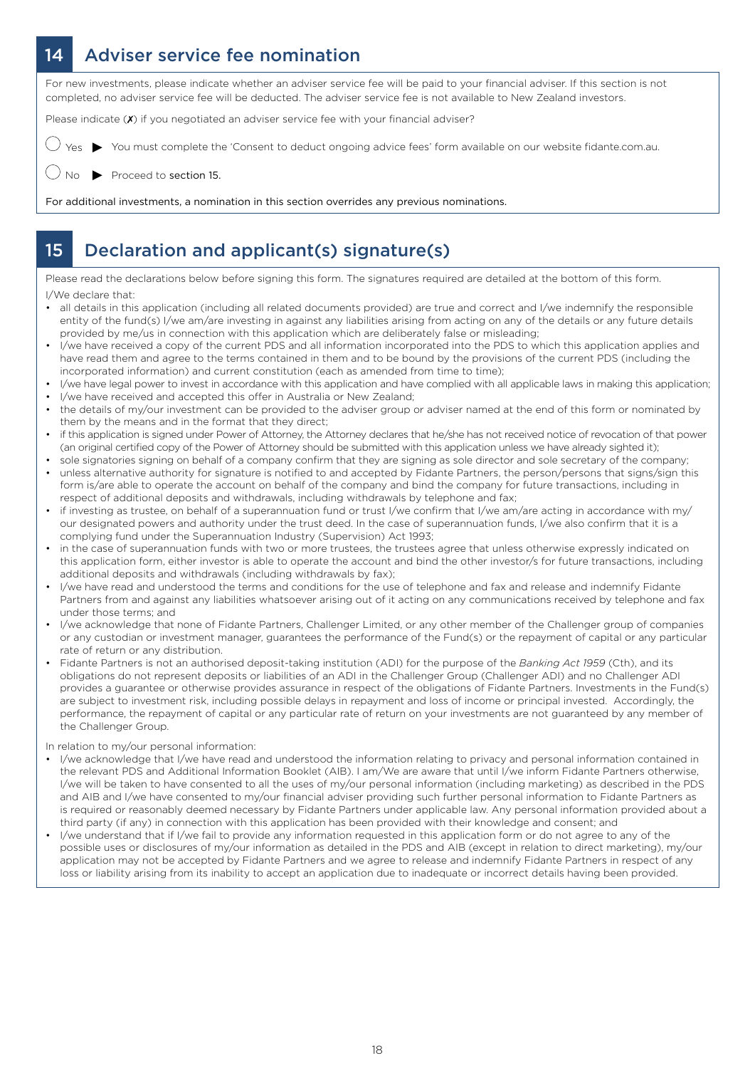## 14 Adviser service fee nomination

For new investments, please indicate whether an adviser service fee will be paid to your financial adviser. If this section is not completed, no adviser service fee will be deducted. The adviser service fee is not available to New Zealand investors.

Please indicate (✗) if you negotiated an adviser service fee with your financial adviser?

◯ Yes ▶ You must complete the 'Consent to deduct ongoing advice fees' form available on our website fidante.com.au.

◯ No ▶ Proceed to **section 15.**

For additional investments, a nomination in this section overrides any previous nominations.

## 15 Declaration and applicant(s) signature(s)

Please read the declarations below before signing this form. The signatures required are detailed at the bottom of this form.

I/We declare that:

- all details in this application (including all related documents provided) are true and correct and I/we indemnify the responsible entity of the fund(s) I/we am/are investing in against any liabilities arising from acting on any of the details or any future details provided by me/us in connection with this application which are deliberately false or misleading;
- I/we have received a copy of the current PDS and all information incorporated into the PDS to which this application applies and have read them and agree to the terms contained in them and to be bound by the provisions of the current PDS (including the incorporated information) and current constitution (each as amended from time to time);
- I/we have legal power to invest in accordance with this application and have complied with all applicable laws in making this application;
- I/we have received and accepted this offer in Australia or New Zealand;
- the details of my/our investment can be provided to the adviser group or adviser named at the end of this form or nominated by them by the means and in the format that they direct;
- if this application is signed under Power of Attorney, the Attorney declares that he/she has not received notice of revocation of that power (an original certified copy of the Power of Attorney should be submitted with this application unless we have already sighted it);
- sole signatories signing on behalf of a company confirm that they are signing as sole director and sole secretary of the company;
- unless alternative authority for signature is notified to and accepted by Fidante Partners, the person/persons that signs/sign this form is/are able to operate the account on behalf of the company and bind the company for future transactions, including in respect of additional deposits and withdrawals, including withdrawals by telephone and fax;
- if investing as trustee, on behalf of a superannuation fund or trust I/we confirm that I/we am/are acting in accordance with my/our designated powers and authority under the trust deed. In the case of superannuation funds, I/we also confirm that it is a complying fund under the Superannuation Industry (Supervision) Act 1993;
- in the case of superannuation funds with two or more trustees, the trustees agree that unless otherwise expressly indicated on this application form, either investor is able to operate the account and bind the other investor/s for future transactions, including additional deposits and withdrawals (including withdrawals by fax);
- I/we have read and understood the terms and conditions for the use of telephone and fax and release and indemnify Fidante Partners from and against any liabilities whatsoever arising out of it acting on any communications received by telephone and fax under those terms; and
- I/we acknowledge that none of Fidante Partners, Challenger Limited, or any other member of the Challenger group of companies or any custodian or investment manager, guarantees the performance of the Fund(s) or the repayment of capital or any particular rate of return or any distribution.
- Fidante Partners is not an authorised deposit-taking institution (ADI) for the purpose of the *Banking Act 1959* (Cth), and its obligations do not represent deposits or liabilities of an ADI in the Challenger Group (Challenger ADI) and no Challenger ADI provides a guarantee or otherwise provides assurance in respect of the obligations of Fidante Partners. Investments in the Fund(s) are subject to investment risk, including possible delays in repayment and loss of income or principal invested. Accordingly, the performance, the repayment of capital or any particular rate of return on your investments are not guaranteed by any member of the Challenger Group.

In relation to my/our personal information:

- I/we acknowledge that I/we have read and understood the information relating to privacy and personal information contained in the relevant PDS and Additional Information Booklet (AIB). I am/We are aware that until I/we inform Fidante Partners otherwise, I/we will be taken to have consented to all the uses of my/our personal information (including marketing) as described in the PDS and AIB and I/we have consented to my/our financial adviser providing such further personal information to Fidante Partners as is required or reasonably deemed necessary by Fidante Partners under applicable law. Any personal information provided about a third party (if any) in connection with this application has been provided with their knowledge and consent; and
- I/we understand that if I/we fail to provide any information requested in this application form or do not agree to any of the possible uses or disclosures of my/our information as detailed in the PDS and AIB (except in relation to direct marketing), my/our application may not be accepted by Fidante Partners and we agree to release and indemnify Fidante Partners in respect of any loss or liability arising from its inability to accept an application due to inadequate or incorrect details having been provided.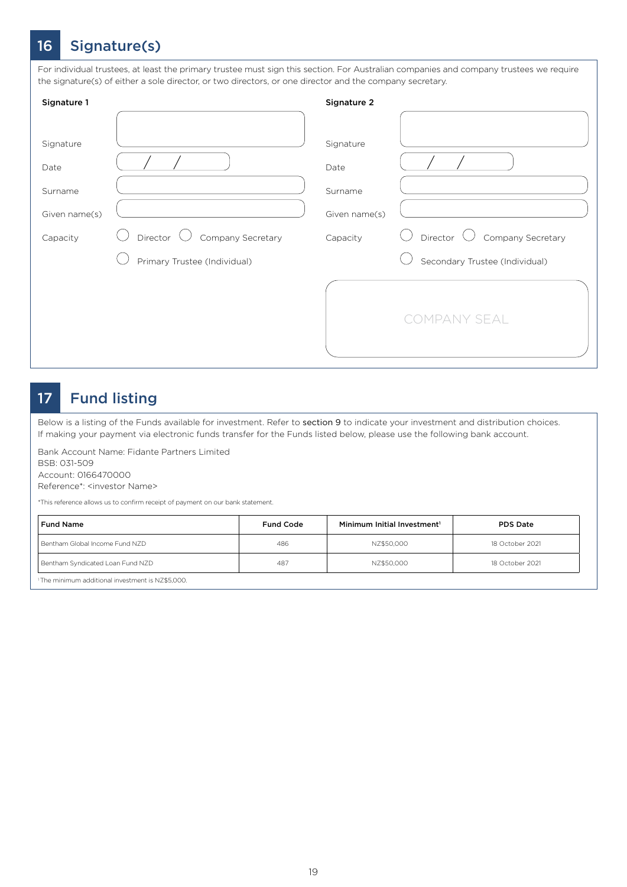## 16 Signature(s)

For individual trustees, at least the primary trustee must sign this section. For Australian companies and company trustees we require the signature(s) of either a sole director, or two directors, or one director and the company secretary.

**Signature 1**

Signature

Date  / /

Surname

Given name(s)

Capacity ◯ Director ◯ Company Secretary

◯ Primary Trustee (Individual)

**Signature 2**

Signature

Date  / /

Surname

Given name(s)

Capacity ◯ Director ◯ Company Secretary

◯ Secondary Trustee (Individual)

COMPANY SEAL

## 17 Fund listing

Below is a listing of the Funds available for investment. Refer to section 9 to indicate your investment and distribution choices. If making your payment via electronic funds transfer for the Funds listed below, please use the following bank account.

Bank Account Name: Fidante Partners Limited
BSB: 031-509
Account: 0166470000
Reference*: <investor Name>

*This reference allows us to confirm receipt of payment on our bank statement.

| Fund Name | Fund Code | Minimum Initial Investment[1] | PDS Date |
|---|---|---|---|
| Bentham Global Income Fund NZD | 486 | NZ$50,000 | 18 October 2021 |
| Bentham Syndicated Loan Fund NZD | 487 | NZ$50,000 | 18 October 2021 |

[1] The minimum additional investment is NZ$5,000.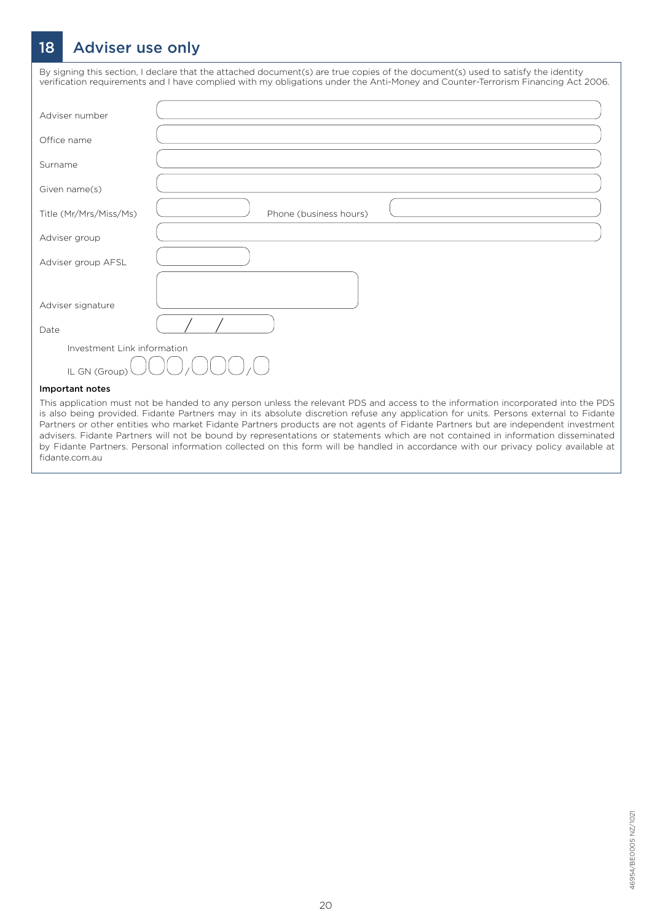## 18 Adviser use only

By signing this section, I declare that the attached document(s) are true copies of the document(s) used to satisfy the identity verification requirements and I have complied with my obligations under the Anti-Money and Counter-Terrorism Financing Act 2006.

| | |
|---|---|
| Adviser number | |
| Office name | |
| Surname | |
| Given name(s) | |
| Title (Mr/Mrs/Miss/Ms) | Phone (business hours) |
| Adviser group | |
| Adviser group AFSL | |
| Adviser signature | |
| Date | / / |

Investment Link information

IL GN (Group) ___ ___ ___ / ___ ___ ___ / ___

**Important notes**

This application must not be handed to any person unless the relevant PDS and access to the information incorporated into the PDS is also being provided. Fidante Partners may in its absolute discretion refuse any application for units. Persons external to Fidante Partners or other entities who market Fidante Partners products are not agents of Fidante Partners but are independent investment advisers. Fidante Partners will not be bound by representations or statements which are not contained in information disseminated by Fidante Partners. Personal information collected on this form will be handled in accordance with our privacy policy available at fidante.com.au

46954/BE0005 NZ/1021